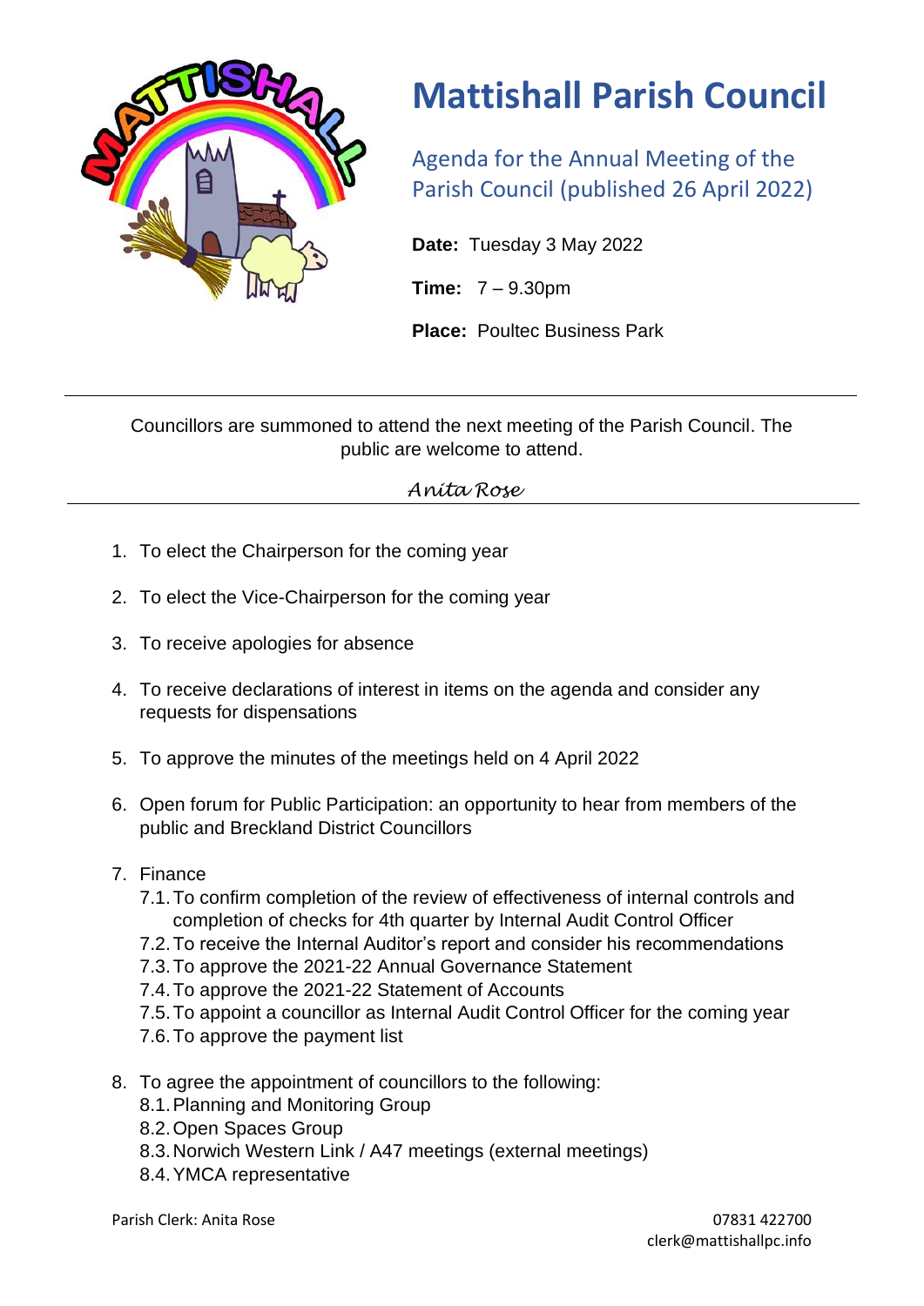# Mattishall Parish Council

## Agenda for the Annual Meeting of the Parish Council (published 26 April 2022)

**Date:** Tuesday 3 May 2022

**Time:** 7 – 9.30pm

**Place:** Poultec Business Park

---

Councillors are summoned to attend the next meeting of the Parish Council. The public are welcome to attend.

*Anita Rose*

---

1. To elect the Chairperson for the coming year
2. To elect the Vice-Chairperson for the coming year
3. To receive apologies for absence
4. To receive declarations of interest in items on the agenda and consider any requests for dispensations
5. To approve the minutes of the meetings held on 4 April 2022
6. Open forum for Public Participation: an opportunity to hear from members of the public and Breckland District Councillors
7. Finance
   - 7.1. To confirm completion of the review of effectiveness of internal controls and completion of checks for 4th quarter by Internal Audit Control Officer
   - 7.2. To receive the Internal Auditor's report and consider his recommendations
   - 7.3. To approve the 2021-22 Annual Governance Statement
   - 7.4. To approve the 2021-22 Statement of Accounts
   - 7.5. To appoint a councillor as Internal Audit Control Officer for the coming year
   - 7.6. To approve the payment list
8. To agree the appointment of councillors to the following:
   - 8.1. Planning and Monitoring Group
   - 8.2. Open Spaces Group
   - 8.3. Norwich Western Link / A47 meetings (external meetings)
   - 8.4. YMCA representative

Parish Clerk: Anita Rose

07831 422700
clerk@mattishallpc.info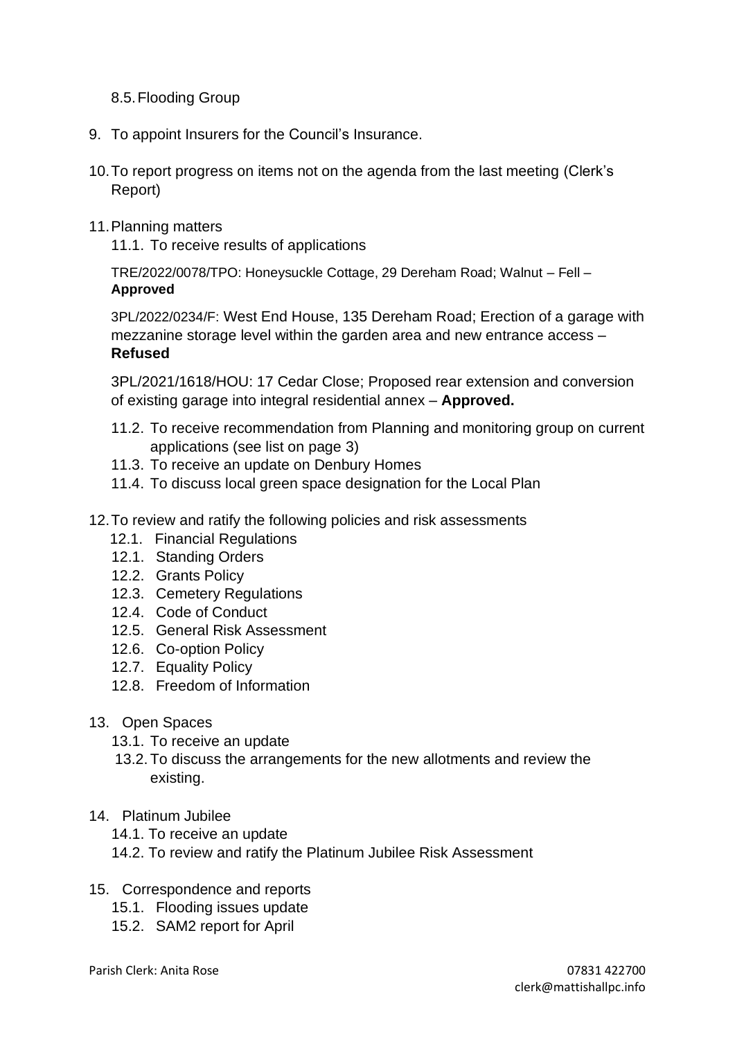8.5. Flooding Group

9. To appoint Insurers for the Council's Insurance.

10. To report progress on items not on the agenda from the last meeting (Clerk's Report)

11. Planning matters

    11.1. To receive results of applications

    TRE/2022/0078/TPO: Honeysuckle Cottage, 29 Dereham Road; Walnut – Fell – **Approved**

    3PL/2022/0234/F: West End House, 135 Dereham Road; Erection of a garage with mezzanine storage level within the garden area and new entrance access – **Refused**

    3PL/2021/1618/HOU: 17 Cedar Close; Proposed rear extension and conversion of existing garage into integral residential annex – **Approved.**

    11.2. To receive recommendation from Planning and monitoring group on current applications (see list on page 3)

    11.3. To receive an update on Denbury Homes

    11.4. To discuss local green space designation for the Local Plan

12. To review and ratify the following policies and risk assessments

    12.1. Financial Regulations

    12.1. Standing Orders

    12.2. Grants Policy

    12.3. Cemetery Regulations

    12.4. Code of Conduct

    12.5. General Risk Assessment

    12.6. Co-option Policy

    12.7. Equality Policy

    12.8. Freedom of Information

13. Open Spaces

    13.1. To receive an update

    13.2. To discuss the arrangements for the new allotments and review the existing.

14. Platinum Jubilee

    14.1. To receive an update

    14.2. To review and ratify the Platinum Jubilee Risk Assessment

15. Correspondence and reports

    15.1. Flooding issues update

    15.2. SAM2 report for April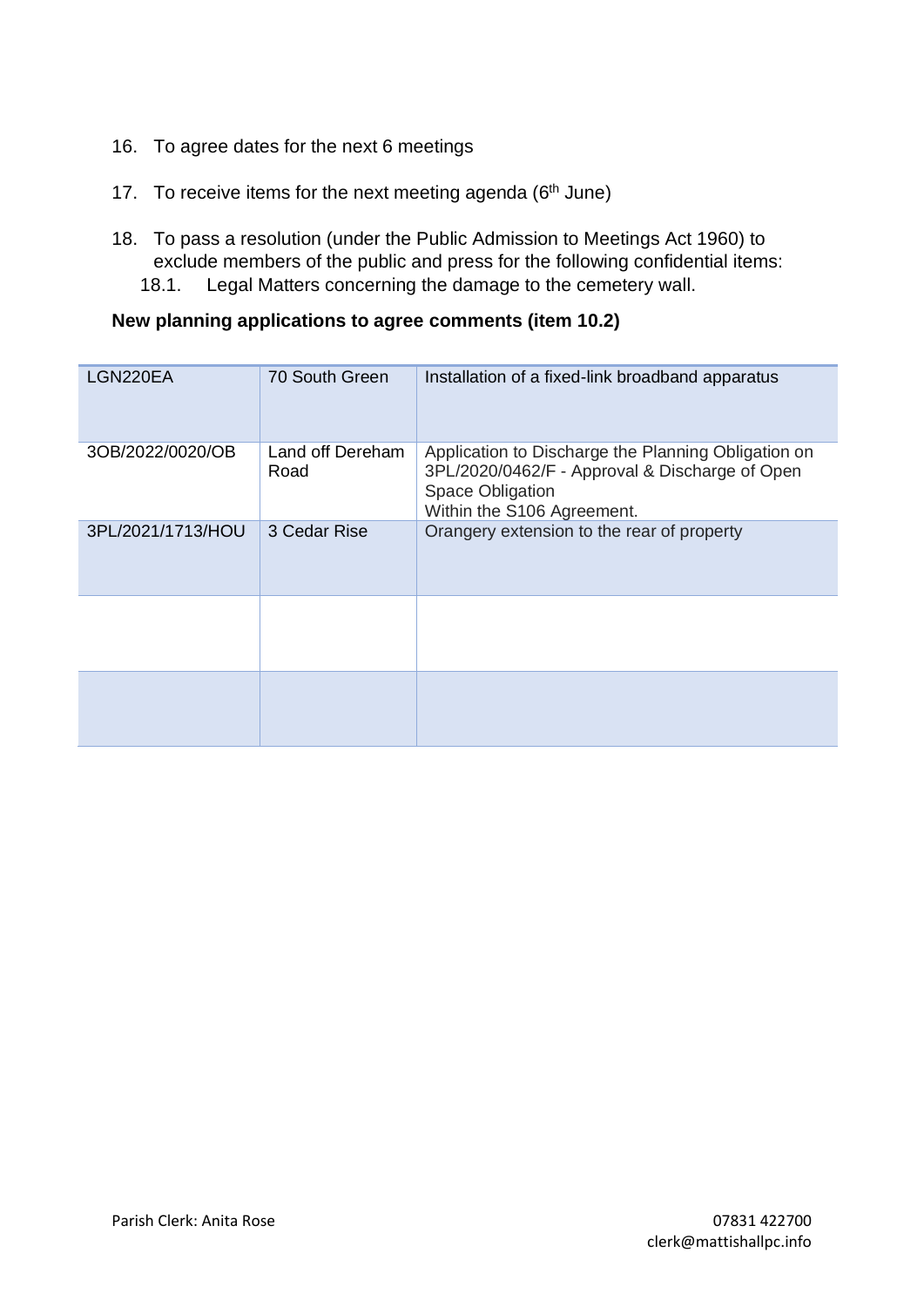16. To agree dates for the next 6 meetings

17. To receive items for the next meeting agenda (6th June)

18. To pass a resolution (under the Public Admission to Meetings Act 1960) to exclude members of the public and press for the following confidential items:
    18.1. Legal Matters concerning the damage to the cemetery wall.

**New planning applications to agree comments (item 10.2)**

| | | |
|---|---|---|
| LGN220EA | 70 South Green | Installation of a fixed-link broadband apparatus |
| 3OB/2022/0020/OB | Land off Dereham Road | Application to Discharge the Planning Obligation on 3PL/2020/0462/F - Approval & Discharge of Open Space Obligation Within the S106 Agreement. |
| 3PL/2021/1713/HOU | 3 Cedar Rise | Orangery extension to the rear of property |
| | | |
| | | |

Parish Clerk: Anita Rose

07831 422700
clerk@mattishallpc.info